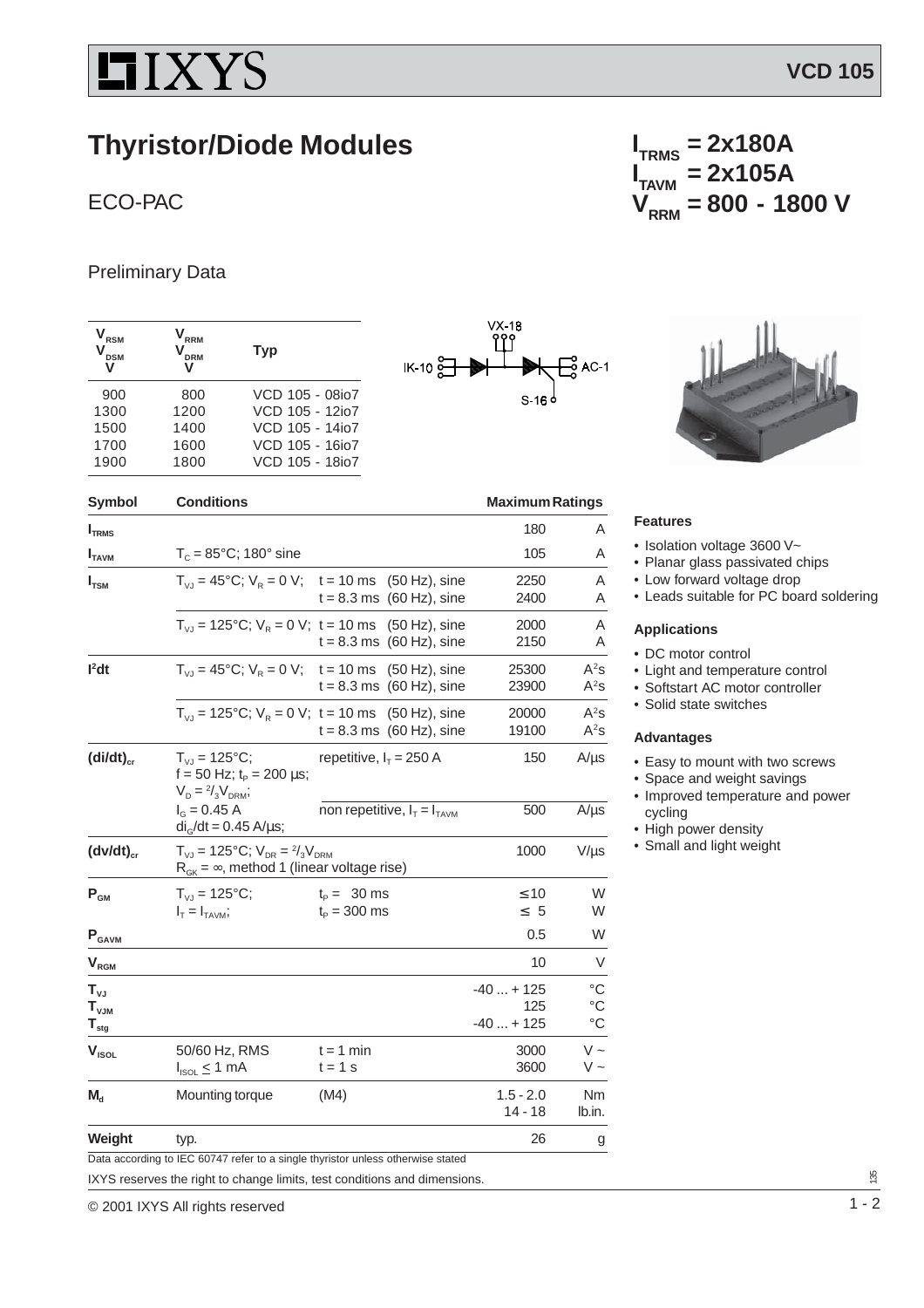IXYS

**VCD 105**

# Thyristor/Diode Modules

ECO-PAC

Preliminary Data

$I_{TRMS}$ = 2x180A
$I_{TAVM}$ = 2x105A
$V_{RRM}$ = 800 - 1800 V

| $V_{RSM}$ $V_{DSM}$ V | $V_{RRM}$ $V_{DRM}$ V | Typ |
|---|---|---|
| 900 | 800 | VCD 105 - 08io7 |
| 1300 | 1200 | VCD 105 - 12io7 |
| 1500 | 1400 | VCD 105 - 14io7 |
| 1700 | 1600 | VCD 105 - 16io7 |
| 1900 | 1800 | VCD 105 - 18io7 |

VX-18, IK-10, AC-1, S-16

| Symbol | Conditions | | Maximum Ratings | |
|---|---|---|---|---|
| $I_{TRMS}$ | | | 180 | A |
| $I_{TAVM}$ | $T_C$ = 85°C; 180° sine | | 105 | A |
| $I_{TSM}$ | $T_{VJ}$ = 45°C; $V_R$ = 0 V; | t = 10 ms (50 Hz), sine<br>t = 8.3 ms (60 Hz), sine | 2250<br>2400 | A<br>A |
| | $T_{VJ}$ = 125°C; $V_R$ = 0 V; | t = 10 ms (50 Hz), sine<br>t = 8.3 ms (60 Hz), sine | 2000<br>2150 | A<br>A |
| $I^2dt$ | $T_{VJ}$ = 45°C; $V_R$ = 0 V; | t = 10 ms (50 Hz), sine<br>t = 8.3 ms (60 Hz), sine | 25300<br>23900 | $A^2s$<br>$A^2s$ |
| | $T_{VJ}$ = 125°C; $V_R$ = 0 V; | t = 10 ms (50 Hz), sine<br>t = 8.3 ms (60 Hz), sine | 20000<br>19100 | $A^2s$<br>$A^2s$ |
| $(di/dt)_{cr}$ | $T_{VJ}$ = 125°C;<br>f = 50 Hz; $t_P$ = 200 µs;<br>$V_D = {}^2/_3 V_{DRM}$; | repetitive, $I_T$ = 250 A | 150 | A/µs |
| | $I_G$ = 0.45 A<br>$di_G/dt$ = 0.45 A/µs; | non repetitive, $I_T = I_{TAVM}$ | 500 | A/µs |
| $(dv/dt)_{cr}$ | $T_{VJ}$ = 125°C; $V_{DR} = {}^2/_3 V_{DRM}$<br>$R_{GK} = \infty$, method 1 (linear voltage rise) | | 1000 | V/µs |
| $P_{GM}$ | $T_{VJ}$ = 125°C;<br>$I_T = I_{TAVM}$; | $t_P$ = 30 ms<br>$t_P$ = 300 ms | ≤10<br>≤ 5 | W<br>W |
| $P_{GAVM}$ | | | 0.5 | W |
| $V_{RGM}$ | | | 10 | V |
| $T_{VJ}$<br>$T_{VJM}$<br>$T_{stg}$ | | | -40 ... + 125<br>125<br>-40 ... + 125 | °C<br>°C<br>°C |
| $V_{ISOL}$ | 50/60 Hz, RMS<br>$I_{ISOL}$ ≤ 1 mA | t = 1 min<br>t = 1 s | 3000<br>3600 | V ~<br>V ~ |
| $M_d$ | Mounting torque | (M4) | 1.5 - 2.0<br>14 - 18 | Nm<br>lb.in. |
| Weight | typ. | | 26 | g |

Data according to IEC 60747 refer to a single thyristor unless otherwise stated

IXYS reserves the right to change limits, test conditions and dimensions.

### Features

- Isolation voltage 3600 V~
- Planar glass passivated chips
- Low forward voltage drop
- Leads suitable for PC board soldering

### Applications

- DC motor control
- Light and temperature control
- Softstart AC motor controller
- Solid state switches

### Advantages

- Easy to mount with two screws
- Space and weight savings
- Improved temperature and power cycling
- High power density
- Small and light weight

© 2001 IXYS All rights reserved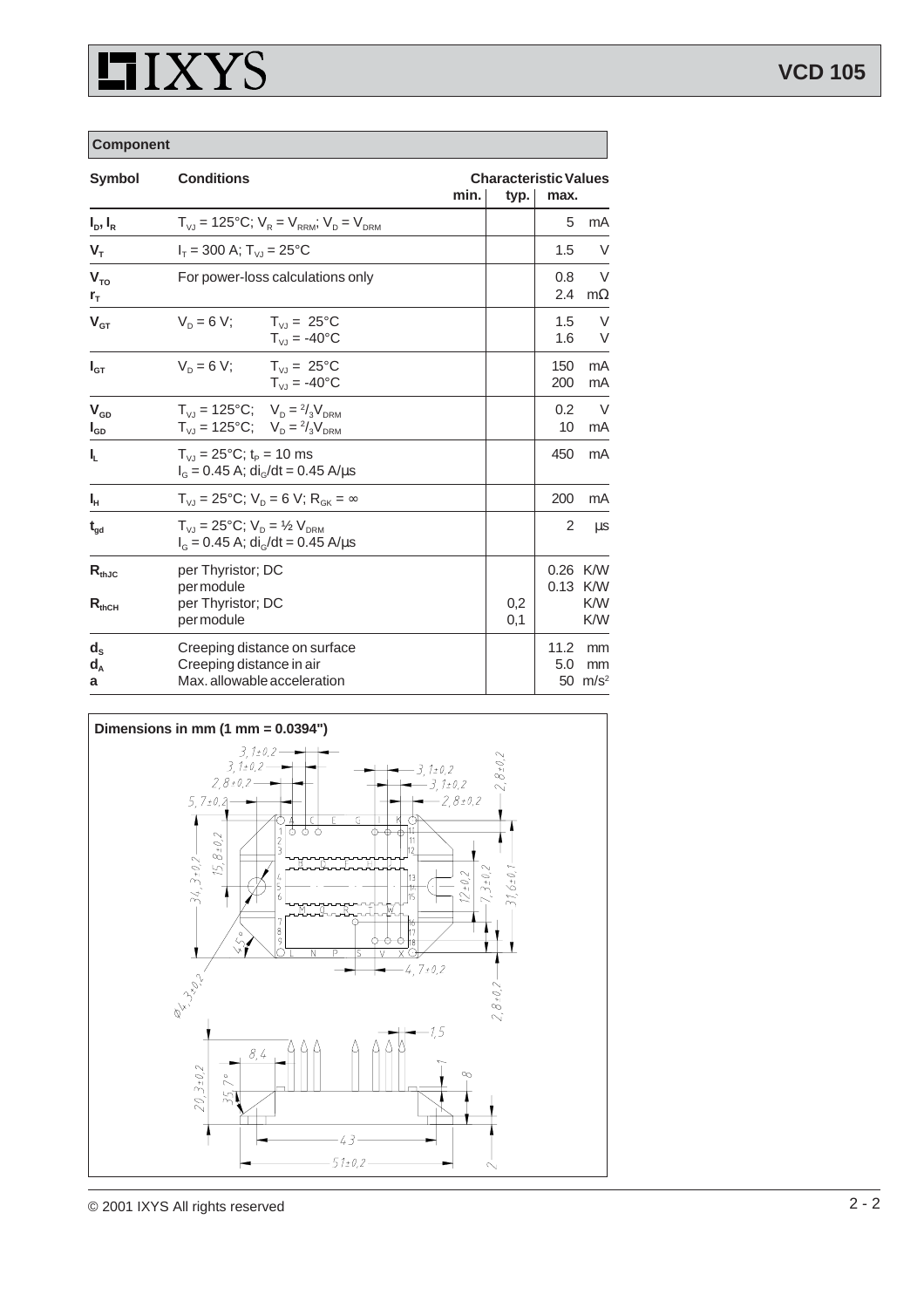## Component

| Symbol | Conditions | min. | typ. | max. | |
|---|---|---|---|---|---|
| $I_D$, $I_R$ | $T_{VJ}$ = 125°C; $V_R = V_{RRM}$; $V_D = V_{DRM}$ | | | 5 | mA |
| $V_T$ | $I_T$ = 300 A; $T_{VJ}$ = 25°C | | | 1.5 | V |
| $V_{TO}$<br>$r_T$ | For power-loss calculations only | | | 0.8<br>2.4 | V<br>mΩ |
| $V_{GT}$ | $V_D$ = 6 V; $T_{VJ}$ = 25°C<br>$T_{VJ}$ = -40°C | | | 1.5<br>1.6 | V<br>V |
| $I_{GT}$ | $V_D$ = 6 V; $T_{VJ}$ = 25°C<br>$T_{VJ}$ = -40°C | | | 150<br>200 | mA<br>mA |
| $V_{GD}$<br>$I_{GD}$ | $T_{VJ}$ = 125°C; $V_D = {}^2/_3 V_{DRM}$<br>$T_{VJ}$ = 125°C; $V_D = {}^2/_3 V_{DRM}$ | | | 0.2<br>10 | V<br>mA |
| $I_L$ | $T_{VJ}$ = 25°C; $t_P$ = 10 ms<br>$I_G$ = 0.45 A; $di_G/dt$ = 0.45 A/µs | | | 450 | mA |
| $I_H$ | $T_{VJ}$ = 25°C; $V_D$ = 6 V; $R_{GK} = \infty$ | | | 200 | mA |
| $t_{gd}$ | $T_{VJ}$ = 25°C; $V_D$ = ½ $V_{DRM}$<br>$I_G$ = 0.45 A; $di_G/dt$ = 0.45 A/µs | | | 2 | µs |
| $R_{thJC}$<br><br>$R_{thCH}$ | per Thyristor; DC<br>per module<br>per Thyristor; DC<br>per module | | <br><br>0,2<br>0,1 | 0.26<br>0.13 | K/W<br>K/W<br>K/W<br>K/W |
| $d_S$<br>$d_A$<br>a | Creeping distance on surface<br>Creeping distance in air<br>Max. allowable acceleration | | | 11.2<br>5.0<br>50 | mm<br>mm<br>$m/s^2$ |

**Dimensions in mm (1 mm = 0.0394")**

3,1±0,2
3,1±0,2
2,8±0,2
5,7±0,2
3,1±0,2
3,1±0,2
2,8±0,2
2,8±0,2
34,3±0,2
15,8±0,2
12±0,2
7,3±0,2
31,6±0,1
45°
4,7±0,2
Ø4,3±0,2
2,8±0,2
1,5
8,4
1
8
20,3±0,2
35,7°
43
51±0,2
2